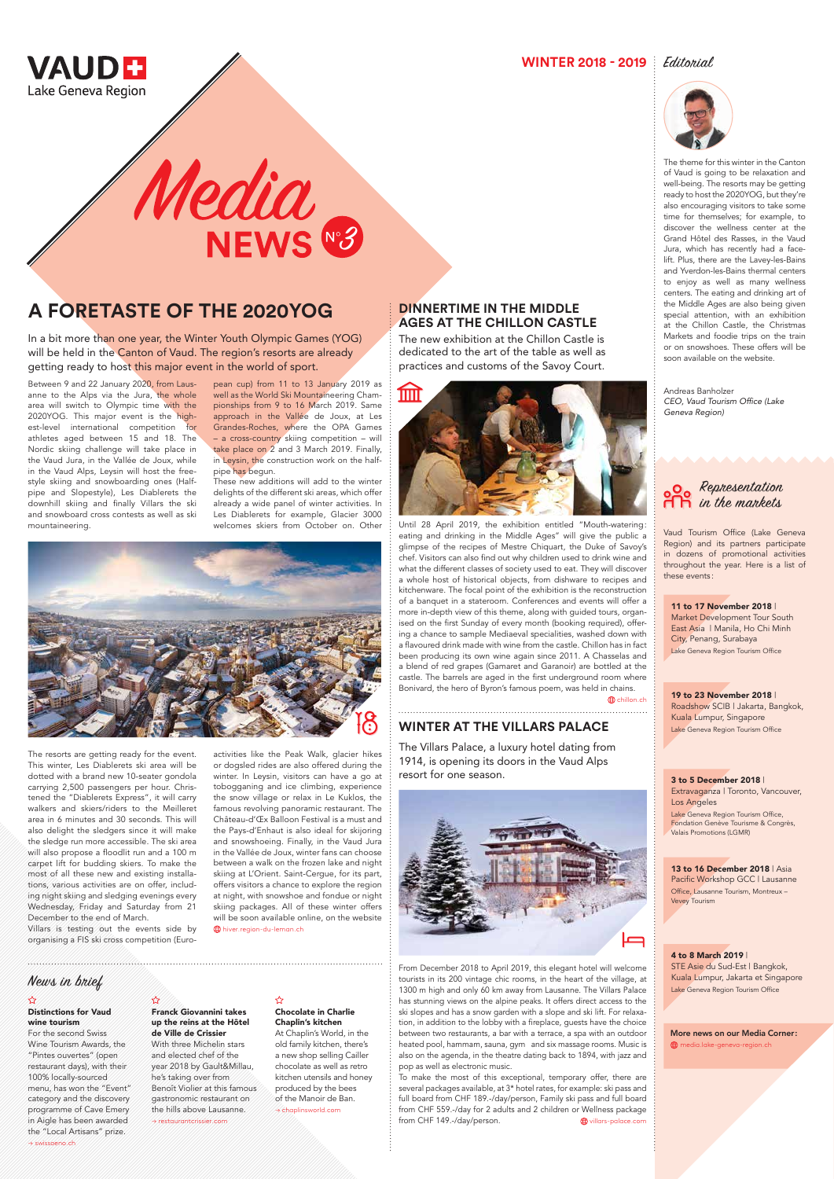VAUD
Lake Geneva Region

# Media NEWS N°3

WINTER 2018 - 2019

## A FORETASTE OF THE 2020YOG

In a bit more than one year, the Winter Youth Olympic Games (YOG) will be held in the Canton of Vaud. The region's resorts are already getting ready to host this major event in the world of sport.

Between 9 and 22 January 2020, from Lausanne to the Alps via the Jura, the whole area will switch to Olympic time with the 2020YOG. This major event is the highest-level international competition for athletes aged between 15 and 18. The Nordic skiing challenge will take place in the Vaud Jura, in the Vallée de Joux, while in the Vaud Alps, Leysin will host the freestyle skiing and snowboarding ones (Halfpipe and Slopestyle), Les Diablerets the downhill skiing and finally Villars the ski and snowboard cross contests as well as ski mountaineering.

The resorts are getting ready for the event. This winter, Les Diablerets ski area will be dotted with a brand new 10-seater gondola carrying 2,500 passengers per hour. Christened the "Diablerets Express", it will carry walkers and skiers/riders to the Meilleret area in 6 minutes and 30 seconds. This will also delight the sledgers since it will make the sledge run more accessible. The ski area will also propose a floodlit run and a 100 m carpet lift for budding skiers. To make the most of all these new and existing installations, various activities are on offer, including night skiing and sledging evenings every Wednesday, Friday and Saturday from 21 December to the end of March.

Villars is testing out the events side by organising a FIS ski cross competition (European cup) from 11 to 13 January 2019 as well as the World Ski Mountaineering Championships from 9 to 16 March 2019. Same approach in the Vallée de Joux, at Les Grandes-Roches, where the OPA Games – a cross-country skiing competition – will take place on 2 and 3 March 2019. Finally, in Leysin, the construction work on the halfpipe has begun.

These new additions will add to the winter delights of the different ski areas, which offer already a wide panel of winter activities. In Les Diablerets for example, Glacier 3000 welcomes skiers from October on. Other activities like the Peak Walk, glacier hikes or dogsled rides are also offered during the winter. In Leysin, visitors can have a go at tobogganing and ice climbing, experience the snow village or relax in Le Kuklos, the famous revolving panoramic restaurant. The Château-d'Œx Balloon Festival is a must and the Pays-d'Enhaut is also ideal for skijoring and snowshoeing. Finally, in the Vaud Jura in the Vallée de Joux, winter fans can choose between a walk on the frozen lake and night skiing at L'Orient. Saint-Cergue, for its part, offers visitors a chance to explore the region at night, with snowshoe and fondue or night skiing packages. All of these winter offers will be soon available online, on the website hiver.region-du-leman.ch

## DINNERTIME IN THE MIDDLE AGES AT THE CHILLON CASTLE

The new exhibition at the Chillon Castle is dedicated to the art of the table as well as practices and customs of the Savoy Court.

Until 28 April 2019, the exhibition entitled "Mouth-watering: eating and drinking in the Middle Ages" will give the public a glimpse of the recipes of Mestre Chiquart, the Duke of Savoy's chef. Visitors can also find out why children used to drink wine and what the different classes of society used to eat. They will discover a whole host of historical objects, from dishware to recipes and kitchenware. The focal point of the exhibition is the reconstruction of a banquet in a stateroom. Conferences and events will offer a more in-depth view of this theme, along with guided tours, organised on the first Sunday of every month (booking required), offering a chance to sample Mediaeval specialities, washed down with a flavoured drink made with wine from the castle. Chillon has in fact been producing its own wine again since 2011. A Chasselas and a blend of red grapes (Gamaret and Garanoir) are bottled at the castle. The barrels are aged in the first underground room where Bonivard, the hero of Byron's famous poem, was held in chains.

chillon.ch

## WINTER AT THE VILLARS PALACE

The Villars Palace, a luxury hotel dating from 1914, is opening its doors in the Vaud Alps resort for one season.

From December 2018 to April 2019, this elegant hotel will welcome tourists in its 200 vintage chic rooms, in the heart of the village, at 1300 m high and only 60 km away from Lausanne. The Villars Palace has stunning views on the alpine peaks. It offers direct access to the ski slopes and has a snow garden with a slope and ski lift. For relaxation, in addition to the lobby with a fireplace, guests have the choice between two restaurants, a bar with a terrace, a spa with an outdoor heated pool, hammam, sauna, gym and six massage rooms. Music is also on the agenda, in the theatre dating back to 1894, with jazz and pop as well as electronic music.

To make the most of this exceptional, temporary offer, there are several packages available, at 3* hotel rates, for example: ski pass and full board from CHF 189.-/day/person, Family ski pass and full board from CHF 559.-/day for 2 adults and 2 children or Wellness package from CHF 149.-/day/person.

villars-palace.com

## News in brief

**Distinctions for Vaud wine tourism**
For the second Swiss Wine Tourism Awards, the "Pintes ouvertes" (open restaurant days), with their 100% locally-sourced menu, has won the "Event" category and the discovery programme of Cave Emery in Aigle has been awarded the "Local Artisans" prize.
→ swissoeno.ch

**Franck Giovannini takes up the reins at the Hôtel de Ville de Crissier**
With three Michelin stars and elected chef of the year 2018 by Gault&Millau, he's taking over from Benoît Violier at this famous gastronomic restaurant on the hills above Lausanne.
→ restaurantcrissier.com

**Chocolate in Charlie Chaplin's kitchen**
At Chaplin's World, in the old family kitchen, there's a new shop selling Cailler chocolate as well as retro kitchen utensils and honey produced by the bees of the Manoir de Ban.
→ chaplinsworld.com

## Editorial

The theme for this winter in the Canton of Vaud is going to be relaxation and well-being. The resorts may be getting ready to host the 2020YOG, but they're also encouraging visitors to take some time for themselves; for example, to discover the wellness center at the Grand Hôtel des Rasses, in the Vaud Jura, which has recently had a facelift. Plus, there are the Lavey-les-Bains and Yverdon-les-Bains thermal centers to enjoy as well as many wellness centers. The eating and drinking art of the Middle Ages are also being given special attention, with an exhibition at the Chillon Castle, the Christmas Markets and foodie trips on the train or on snowshoes. These offers will be soon available on the website.

Andreas Banholzer
*CEO, Vaud Tourism Office (Lake Geneva Region)*

## Representation in the markets

Vaud Tourism Office (Lake Geneva Region) and its partners participate in dozens of promotional activities throughout the year. Here is a list of these events:

**11 to 17 November 2018** | Market Development Tour South East Asia | Manila, Ho Chi Minh City, Penang, Surabaya
Lake Geneva Region Tourism Office

**19 to 23 November 2018** | Roadshow SCIB | Jakarta, Bangkok, Kuala Lumpur, Singapore
Lake Geneva Region Tourism Office

**3 to 5 December 2018** | Extravaganza | Toronto, Vancouver, Los Angeles
Lake Geneva Region Tourism Office, Fondation Genève Tourisme & Congrès, Valais Promotions (LGMR)

**13 to 16 December 2018** | Asia Pacific Workshop GCC | Lausanne
Office, Lausanne Tourism, Montreux – Vevey Tourism

**4 to 8 March 2019** | STE Asie du Sud-Est | Bangkok, Kuala Lumpur, Jakarta et Singapore
Lake Geneva Region Tourism Office

**More news on our Media Corner:**
media.lake-geneva-region.ch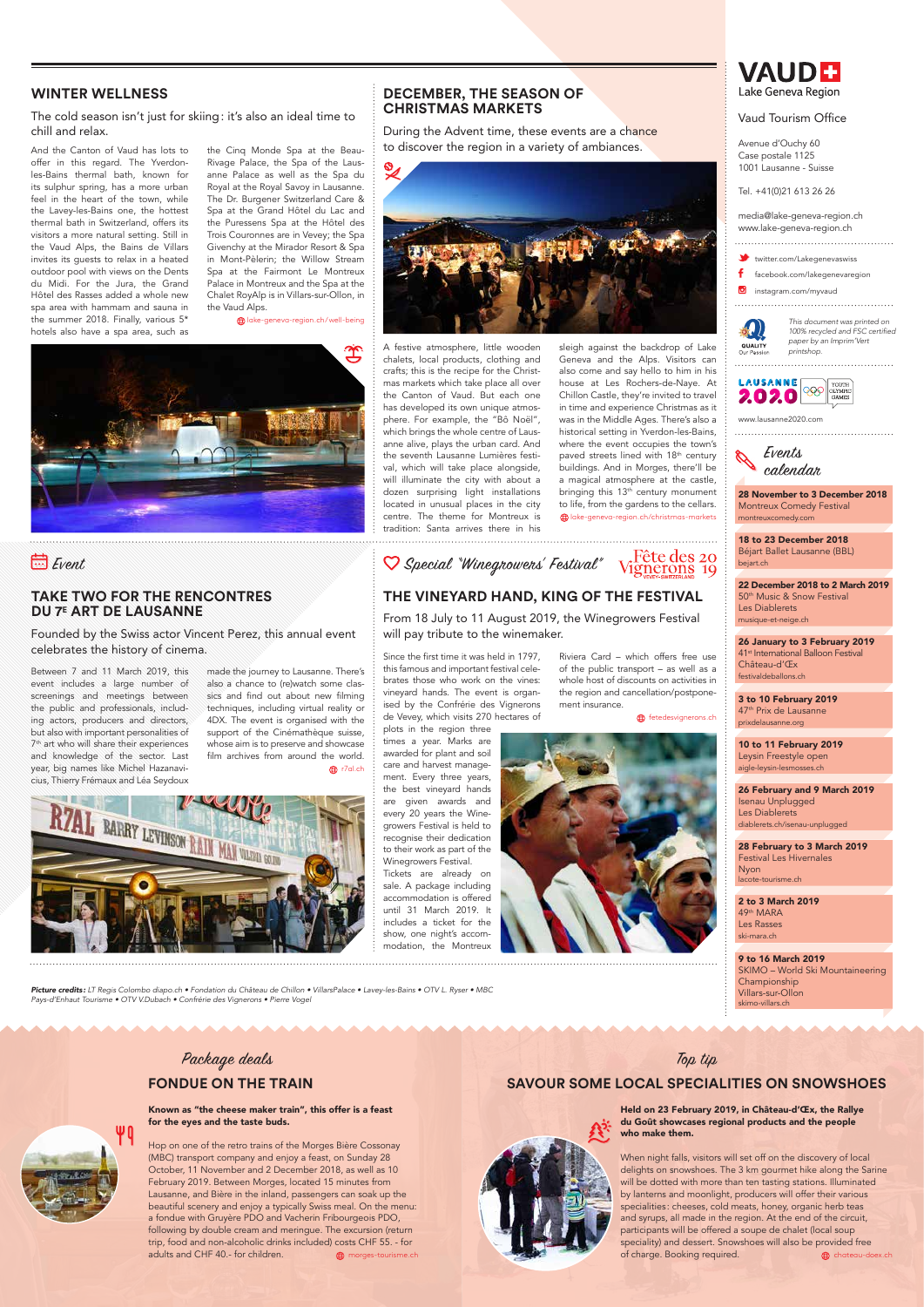## WINTER WELLNESS

The cold season isn't just for skiing: it's also an ideal time to chill and relax.

And the Canton of Vaud has lots to offer in this regard. The Yverdon-les-Bains thermal bath, known for its sulphur spring, has a more urban feel in the heart of the town, while the Lavey-les-Bains one, the hottest thermal bath in Switzerland, offers its visitors a more natural setting. Still in the Vaud Alps, the Bains de Villars invites its guests to relax in a heated outdoor pool with views on the Dents du Midi. For the Jura, the Grand Hôtel des Rasses added a whole new spa area with hammam and sauna in the summer 2018. Finally, various 5* hotels also have a spa area, such as the Cinq Monde Spa at the Beau-Rivage Palace, the Spa of the Lausanne Palace as well as the Spa du Royal at the Royal Savoy in Lausanne. The Dr. Burgener Switzerland Care & Spa at the Grand Hôtel du Lac and the Puressens Spa at the Hôtel des Trois Couronnes are in Vevey; the Spa Givenchy at the Mirador Resort & Spa in Mont-Pèlerin; the Willow Stream Spa at the Fairmont Le Montreux Palace in Montreux and the Spa at the Chalet RoyAlp is in Villars-sur-Ollon, in the Vaud Alps.

lake-geneva-region.ch/well-being

## DECEMBER, THE SEASON OF CHRISTMAS MARKETS

During the Advent time, these events are a chance to discover the region in a variety of ambiances.

A festive atmosphere, little wooden chalets, local products, clothing and crafts; this is the recipe for the Christmas markets which take place all over the Canton of Vaud. But each one has developed its own unique atmosphere. For example, the "Bô Noël", which brings the whole centre of Lausanne alive, plays the urban card. And the seventh Lausanne Lumières festival, which will take place alongside, will illuminate the city with about a dozen surprising light installations located in unusual places in the city centre. The theme for Montreux is tradition: Santa arrives there in his sleigh against the backdrop of Lake Geneva and the Alps. Visitors can also come and say hello to him in his house at Les Rochers-de-Naye. At Chillon Castle, they're invited to travel in time and experience Christmas as it was in the Middle Ages. There's also a historical setting in Yverdon-les-Bains, where the event occupies the town's paved streets lined with 18th century buildings. And in Morges, there'll be a magical atmosphere at the castle, bringing this 13th century monument to life, from the gardens to the cellars.

lake-geneva-region.ch/christmas-markets

*Event*

## TAKE TWO FOR THE RENCONTRES DU 7E ART DE LAUSANNE

Founded by the Swiss actor Vincent Perez, this annual event celebrates the history of cinema.

Between 7 and 11 March 2019, this event includes a large number of screenings and meetings between the public and professionals, including actors, producers and directors, but also with important personalities of 7th art who will share their experiences and knowledge of the sector. Last year, big names like Michel Hazanavicius, Thierry Frémaux and Léa Seydoux made the journey to Lausanne. There's also a chance to (re)watch some classics and find out about new filming techniques, including virtual reality or 4DX. The event is organised with the support of the Cinémathèque suisse, whose aim is to preserve and showcase film archives from around the world.

r7al.ch

*Special "Winegrowers' Festival"* — Fête des Vignerons 2019

## THE VINEYARD HAND, KING OF THE FESTIVAL

From 18 July to 11 August 2019, the Winegrowers Festival will pay tribute to the winemaker.

Since the first time it was held in 1797, this famous and important festival celebrates those who work on the vines: vineyard hands. The event is organised by the Confrérie des Vignerons de Vevey, which visits 270 hectares of plots in the region three times a year. Marks are awarded for plant and soil care and harvest management. Every three years, the best vineyard hands are given awards and every 20 years the Winegrowers Festival is held to recognise their dedication to their work as part of the Winegrowers Festival.

Tickets are already on sale. A package including accommodation is offered until 31 March 2019. It includes a ticket for the show, one night's accommodation, the Montreux Riviera Card – which offers free use of the public transport – as well as a whole host of discounts on activities in the region and cancellation/postponement insurance.

fetedesvignerons.ch

*Picture credits: LT Regis Colombo diapo.ch • Fondation du Château de Chillon • VillarsPalace • Lavey-les-Bains • OTV L. Ryser • MBC Pays-d'Enhaut Tourisme • OTV V.Dubach • Confrérie des Vignerons • Pierre Vogel*

**VAUD** Lake Geneva Region

Vaud Tourism Office

Avenue d'Ouchy 60
Case postale 1125
1001 Lausanne - Suisse

Tel. +41(0)21 613 26 26

media@lake-geneva-region.ch
www.lake-geneva-region.ch

twitter.com/Lakegenevaswiss
facebook.com/lakegenevaregion
instagram.com/myvaud

*This document was printed on 100% recycled and FSC certified paper by an Imprim'Vert printshop.*

www.lausanne2020.com

*Events calendar*

**28 November to 3 December 2018**
Montreux Comedy Festival
montreuxcomedy.com

**18 to 23 December 2018**
Béjart Ballet Lausanne (BBL)
bejart.ch

**22 December 2018 to 2 March 2019**
50th Music & Snow Festival
Les Diablerets
musique-et-neige.ch

**26 January to 3 February 2019**
41st International Balloon Festival
Château-d'Œx
festivaldeballons.ch

**3 to 10 February 2019**
47th Prix de Lausanne
prixdelausanne.org

**10 to 11 February 2019**
Leysin Freestyle open
aigle-leysin-lesmosses.ch

**26 February and 9 March 2019**
Isenau Unplugged
Les Diablerets
diablerets.ch/isenau-unplugged

**28 February to 3 March 2019**
Festival Les Hivernales
Nyon
lacote-tourisme.ch

**2 to 3 March 2019**
49th MARA
Les Rasses
ski-mara.ch

**9 to 16 March 2019**
SKIMO – World Ski Mountaineering Championship
Villars-sur-Ollon
skimo-villars.ch

*Package deals*

## FONDUE ON THE TRAIN

**Known as "the cheese maker train", this offer is a feast for the eyes and the taste buds.**

Hop on one of the retro trains of the Morges Bière Cossonay (MBC) transport company and enjoy a feast, on Sunday 28 October, 11 November and 2 December 2018, as well as 10 February 2019. Between Morges, located 15 minutes from Lausanne, and Bière in the inland, passengers can soak up the beautiful scenery and enjoy a typically Swiss meal. On the menu: a fondue with Gruyère PDO and Vacherin Fribourgeois PDO, following by double cream and meringue. The excursion (return trip, food and non-alcoholic drinks included) costs CHF 55. - for adults and CHF 40.- for children.

morges-tourisme.ch

*Top tip*

## SAVOUR SOME LOCAL SPECIALITIES ON SNOWSHOES

**Held on 23 February 2019, in Château-d'Œx, the Rallye du Goût showcases regional products and the people who make them.**

When night falls, visitors will set off on the discovery of local delights on snowshoes. The 3 km gourmet hike along the Sarine will be dotted with more than ten tasting stations. Illuminated by lanterns and moonlight, producers will offer their various specialities: cheeses, cold meats, honey, organic herb teas and syrups, all made in the region. At the end of the circuit, participants will be offered a soupe de chalet (local soup speciality) and dessert. Snowshoes will also be provided free of charge. Booking required.

chateau-doex.ch